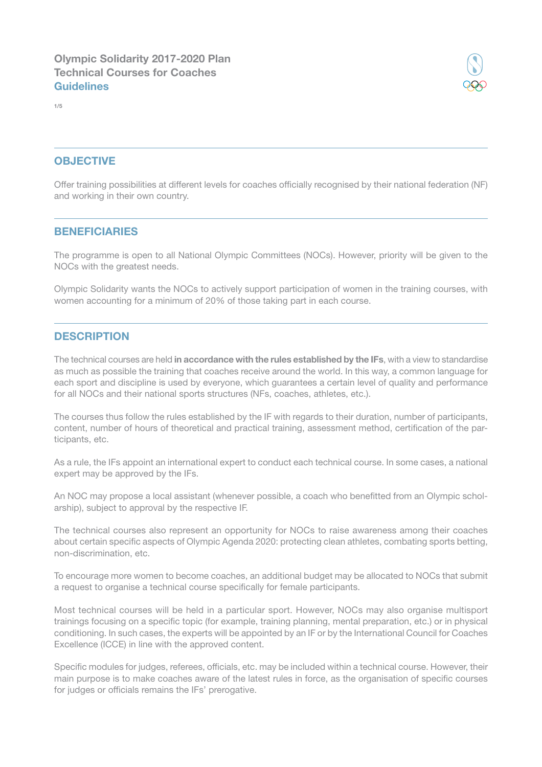# Olympic Solidarity 2017-2020 Plan
# Technical Courses for Coaches
## Guidelines

## OBJECTIVE

Offer training possibilities at different levels for coaches officially recognised by their national federation (NF) and working in their own country.

## BENEFICIARIES

The programme is open to all National Olympic Committees (NOCs). However, priority will be given to the NOCs with the greatest needs.

Olympic Solidarity wants the NOCs to actively support participation of women in the training courses, with women accounting for a minimum of 20% of those taking part in each course.

## DESCRIPTION

The technical courses are held **in accordance with the rules established by the IFs**, with a view to standardise as much as possible the training that coaches receive around the world. In this way, a common language for each sport and discipline is used by everyone, which guarantees a certain level of quality and performance for all NOCs and their national sports structures (NFs, coaches, athletes, etc.).

The courses thus follow the rules established by the IF with regards to their duration, number of participants, content, number of hours of theoretical and practical training, assessment method, certification of the participants, etc.

As a rule, the IFs appoint an international expert to conduct each technical course. In some cases, a national expert may be approved by the IFs.

An NOC may propose a local assistant (whenever possible, a coach who benefitted from an Olympic scholarship), subject to approval by the respective IF.

The technical courses also represent an opportunity for NOCs to raise awareness among their coaches about certain specific aspects of Olympic Agenda 2020: protecting clean athletes, combating sports betting, non-discrimination, etc.

To encourage more women to become coaches, an additional budget may be allocated to NOCs that submit a request to organise a technical course specifically for female participants.

Most technical courses will be held in a particular sport. However, NOCs may also organise multisport trainings focusing on a specific topic (for example, training planning, mental preparation, etc.) or in physical conditioning. In such cases, the experts will be appointed by an IF or by the International Council for Coaches Excellence (ICCE) in line with the approved content.

Specific modules for judges, referees, officials, etc. may be included within a technical course. However, their main purpose is to make coaches aware of the latest rules in force, as the organisation of specific courses for judges or officials remains the IFs' prerogative.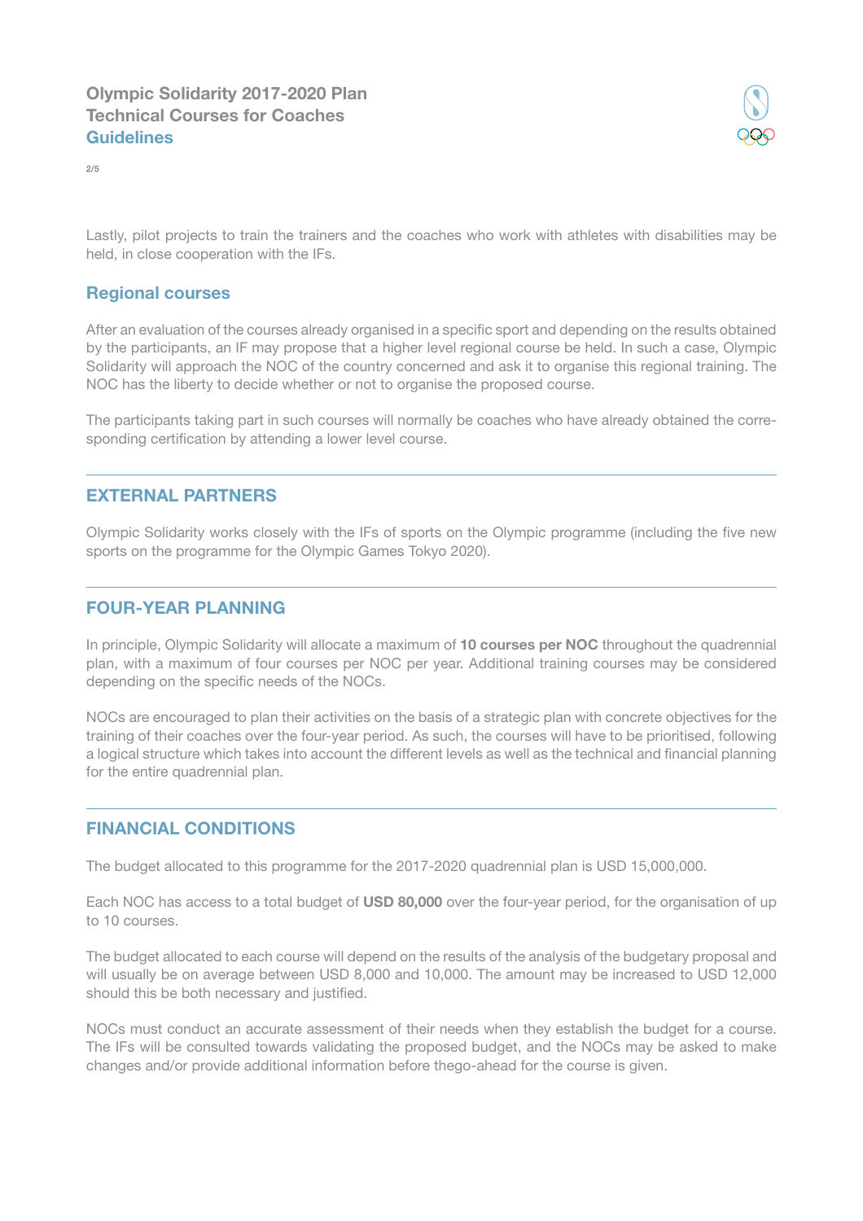Lastly, pilot projects to train the trainers and the coaches who work with athletes with disabilities may be held, in close cooperation with the IFs.

### Regional courses

After an evaluation of the courses already organised in a specific sport and depending on the results obtained by the participants, an IF may propose that a higher level regional course be held. In such a case, Olympic Solidarity will approach the NOC of the country concerned and ask it to organise this regional training. The NOC has the liberty to decide whether or not to organise the proposed course.

The participants taking part in such courses will normally be coaches who have already obtained the corresponding certification by attending a lower level course.

---

## EXTERNAL PARTNERS

Olympic Solidarity works closely with the IFs of sports on the Olympic programme (including the five new sports on the programme for the Olympic Games Tokyo 2020).

---

## FOUR-YEAR PLANNING

In principle, Olympic Solidarity will allocate a maximum of **10 courses per NOC** throughout the quadrennial plan, with a maximum of four courses per NOC per year. Additional training courses may be considered depending on the specific needs of the NOCs.

NOCs are encouraged to plan their activities on the basis of a strategic plan with concrete objectives for the training of their coaches over the four-year period. As such, the courses will have to be prioritised, following a logical structure which takes into account the different levels as well as the technical and financial planning for the entire quadrennial plan.

---

## FINANCIAL CONDITIONS

The budget allocated to this programme for the 2017-2020 quadrennial plan is USD 15,000,000.

Each NOC has access to a total budget of **USD 80,000** over the four-year period, for the organisation of up to 10 courses.

The budget allocated to each course will depend on the results of the analysis of the budgetary proposal and will usually be on average between USD 8,000 and 10,000. The amount may be increased to USD 12,000 should this be both necessary and justified.

NOCs must conduct an accurate assessment of their needs when they establish the budget for a course. The IFs will be consulted towards validating the proposed budget, and the NOCs may be asked to make changes and/or provide additional information before thego-ahead for the course is given.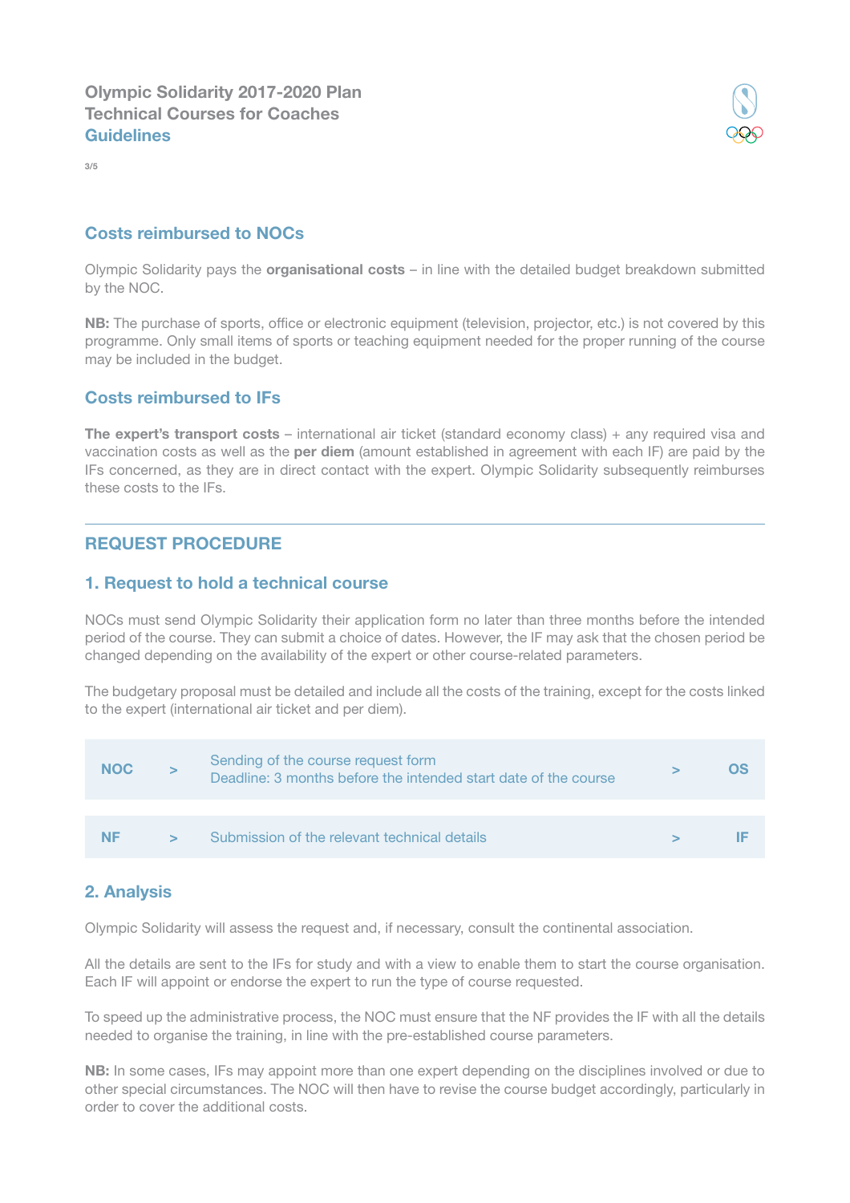## Costs reimbursed to NOCs

Olympic Solidarity pays the **organisational costs** – in line with the detailed budget breakdown submitted by the NOC.

**NB:** The purchase of sports, office or electronic equipment (television, projector, etc.) is not covered by this programme. Only small items of sports or teaching equipment needed for the proper running of the course may be included in the budget.

## Costs reimbursed to IFs

**The expert's transport costs** – international air ticket (standard economy class) + any required visa and vaccination costs as well as the **per diem** (amount established in agreement with each IF) are paid by the IFs concerned, as they are in direct contact with the expert. Olympic Solidarity subsequently reimburses these costs to the IFs.

---

## REQUEST PROCEDURE

### 1. Request to hold a technical course

NOCs must send Olympic Solidarity their application form no later than three months before the intended period of the course. They can submit a choice of dates. However, the IF may ask that the chosen period be changed depending on the availability of the expert or other course-related parameters.

The budgetary proposal must be detailed and include all the costs of the training, except for the costs linked to the expert (international air ticket and per diem).

| | | | | |
|---|---|---|---|---|
| NOC | > | Sending of the course request form<br>Deadline: 3 months before the intended start date of the course | > | OS |
| NF | > | Submission of the relevant technical details | > | IF |

### 2. Analysis

Olympic Solidarity will assess the request and, if necessary, consult the continental association.

All the details are sent to the IFs for study and with a view to enable them to start the course organisation. Each IF will appoint or endorse the expert to run the type of course requested.

To speed up the administrative process, the NOC must ensure that the NF provides the IF with all the details needed to organise the training, in line with the pre-established course parameters.

**NB:** In some cases, IFs may appoint more than one expert depending on the disciplines involved or due to other special circumstances. The NOC will then have to revise the course budget accordingly, particularly in order to cover the additional costs.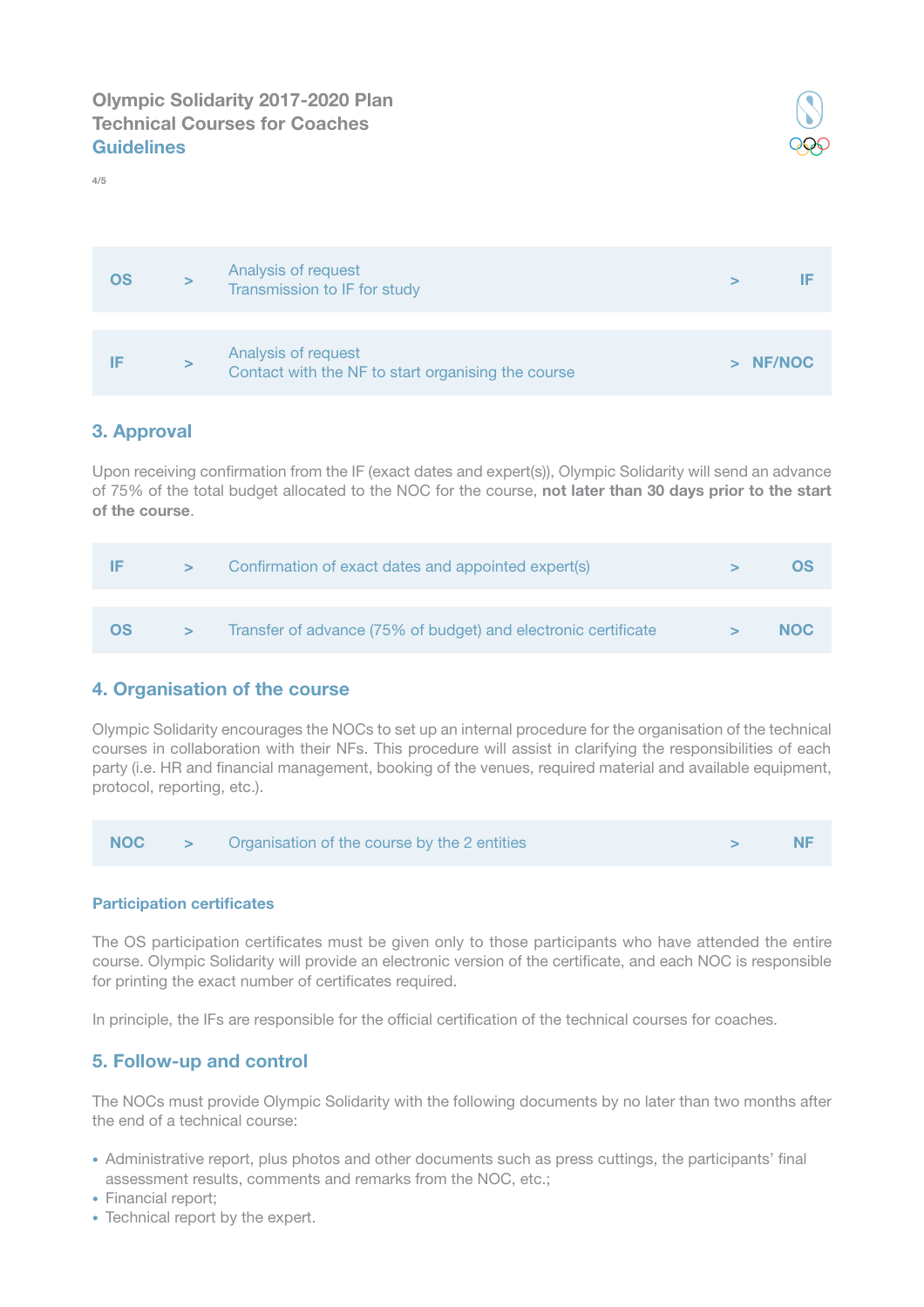| | | | | |
|---|---|---|---|---|
| OS | > | Analysis of request<br>Transmission to IF for study | > | IF |

| | | | | |
|---|---|---|---|---|
| IF | > | Analysis of request<br>Contact with the NF to start organising the course | > | NF/NOC |

## 3. Approval

Upon receiving confirmation from the IF (exact dates and expert(s)), Olympic Solidarity will send an advance of 75% of the total budget allocated to the NOC for the course, **not later than 30 days prior to the start of the course**.

| | | | | |
|---|---|---|---|---|
| IF | > | Confirmation of exact dates and appointed expert(s) | > | OS |

| | | | | |
|---|---|---|---|---|
| OS | > | Transfer of advance (75% of budget) and electronic certificate | > | NOC |

## 4. Organisation of the course

Olympic Solidarity encourages the NOCs to set up an internal procedure for the organisation of the technical courses in collaboration with their NFs. This procedure will assist in clarifying the responsibilities of each party (i.e. HR and financial management, booking of the venues, required material and available equipment, protocol, reporting, etc.).

| | | | | |
|---|---|---|---|---|
| NOC | > | Organisation of the course by the 2 entities | > | NF |

### Participation certificates

The OS participation certificates must be given only to those participants who have attended the entire course. Olympic Solidarity will provide an electronic version of the certificate, and each NOC is responsible for printing the exact number of certificates required.

In principle, the IFs are responsible for the official certification of the technical courses for coaches.

## 5. Follow-up and control

The NOCs must provide Olympic Solidarity with the following documents by no later than two months after the end of a technical course:

- Administrative report, plus photos and other documents such as press cuttings, the participants' final assessment results, comments and remarks from the NOC, etc.;
- Financial report;
- Technical report by the expert.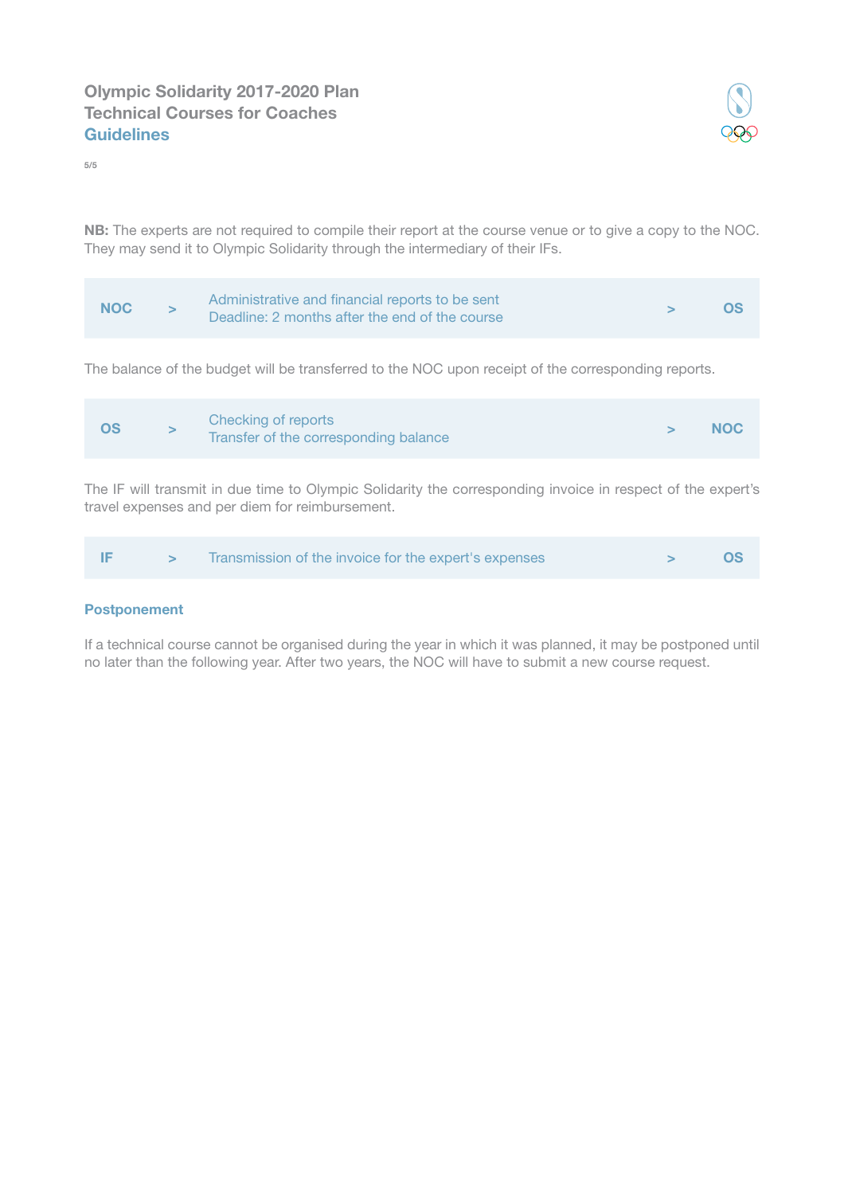**NB:** The experts are not required to compile their report at the course venue or to give a copy to the NOC. They may send it to Olympic Solidarity through the intermediary of their IFs.

| | | | | |
|---|---|---|---|---|
| **NOC** | > | Administrative and financial reports to be sent<br>Deadline: 2 months after the end of the course | > | **OS** |

The balance of the budget will be transferred to the NOC upon receipt of the corresponding reports.

| | | | | |
|---|---|---|---|---|
| **OS** | > | Checking of reports<br>Transfer of the corresponding balance | > | **NOC** |

The IF will transmit in due time to Olympic Solidarity the corresponding invoice in respect of the expert's travel expenses and per diem for reimbursement.

| | | | | |
|---|---|---|---|---|
| **IF** | > | Transmission of the invoice for the expert's expenses | > | **OS** |

### Postponement

If a technical course cannot be organised during the year in which it was planned, it may be postponed until no later than the following year. After two years, the NOC will have to submit a new course request.